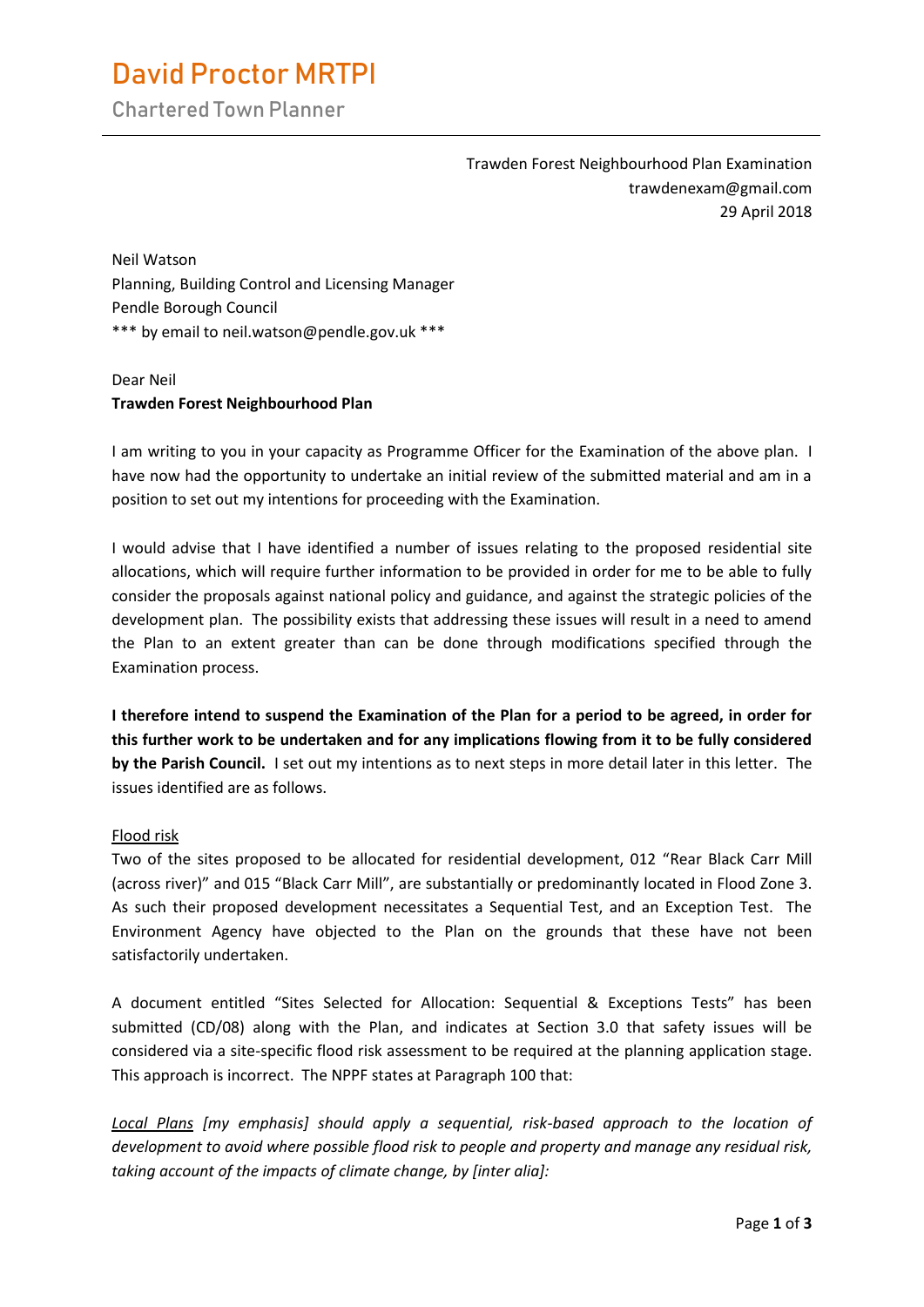# David Proctor MRTPI

Chartered Town Planner

Trawden Forest Neighbourhood Plan Examination
trawdenexam@gmail.com
29 April 2018

Neil Watson
Planning, Building Control and Licensing Manager
Pendle Borough Council
*** by email to neil.watson@pendle.gov.uk ***

Dear Neil

**Trawden Forest Neighbourhood Plan**

I am writing to you in your capacity as Programme Officer for the Examination of the above plan. I have now had the opportunity to undertake an initial review of the submitted material and am in a position to set out my intentions for proceeding with the Examination.

I would advise that I have identified a number of issues relating to the proposed residential site allocations, which will require further information to be provided in order for me to be able to fully consider the proposals against national policy and guidance, and against the strategic policies of the development plan. The possibility exists that addressing these issues will result in a need to amend the Plan to an extent greater than can be done through modifications specified through the Examination process.

**I therefore intend to suspend the Examination of the Plan for a period to be agreed, in order for this further work to be undertaken and for any implications flowing from it to be fully considered by the Parish Council.** I set out my intentions as to next steps in more detail later in this letter. The issues identified are as follows.

<u>Flood risk</u>

Two of the sites proposed to be allocated for residential development, 012 "Rear Black Carr Mill (across river)" and 015 "Black Carr Mill", are substantially or predominantly located in Flood Zone 3. As such their proposed development necessitates a Sequential Test, and an Exception Test. The Environment Agency have objected to the Plan on the grounds that these have not been satisfactorily undertaken.

A document entitled "Sites Selected for Allocation: Sequential & Exceptions Tests" has been submitted (CD/08) along with the Plan, and indicates at Section 3.0 that safety issues will be considered via a site-specific flood risk assessment to be required at the planning application stage. This approach is incorrect. The NPPF states at Paragraph 100 that:

*<u>Local Plans</u> [my emphasis] should apply a sequential, risk-based approach to the location of development to avoid where possible flood risk to people and property and manage any residual risk, taking account of the impacts of climate change, by [inter alia]:*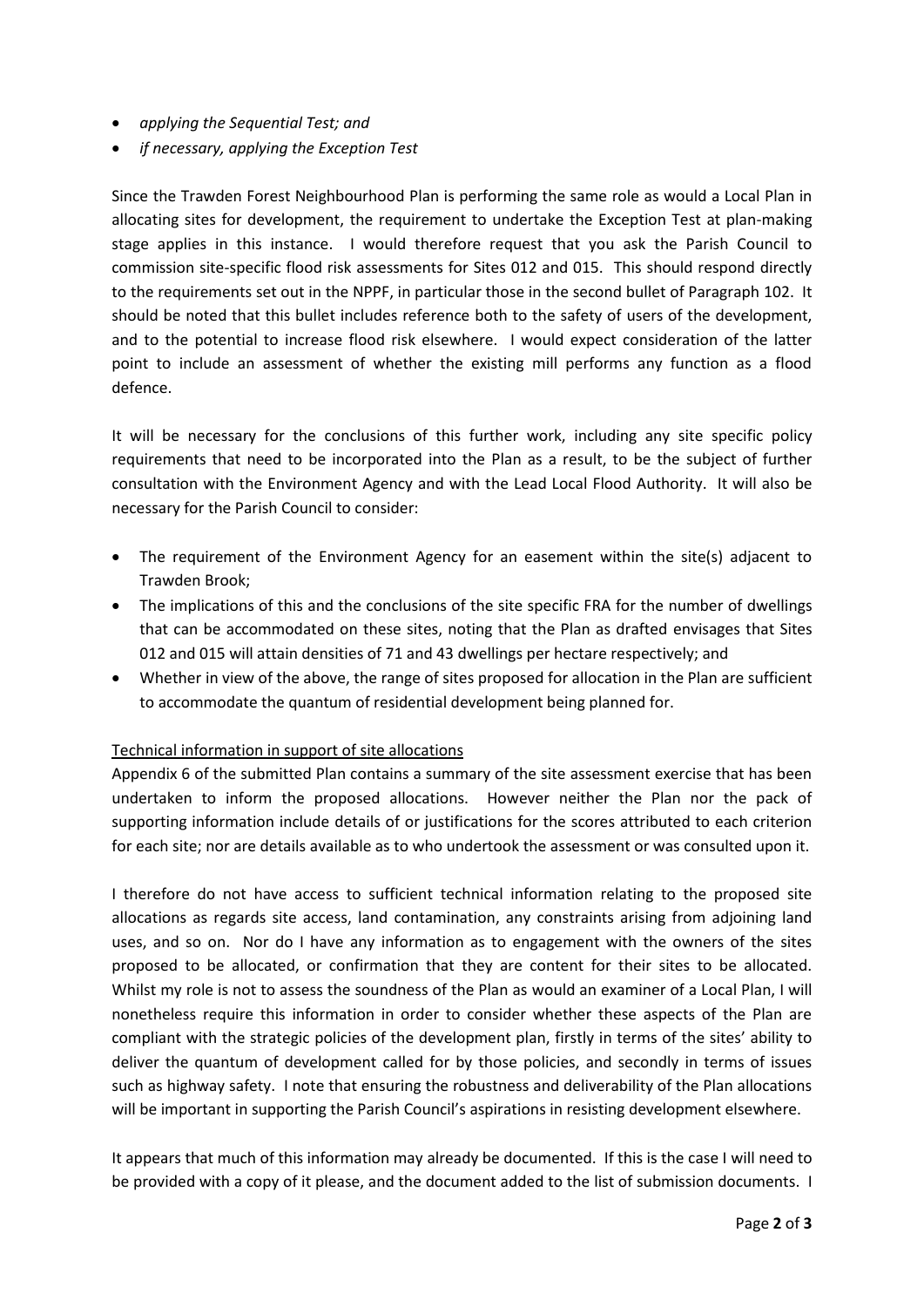- *applying the Sequential Test; and*
- *if necessary, applying the Exception Test*

Since the Trawden Forest Neighbourhood Plan is performing the same role as would a Local Plan in allocating sites for development, the requirement to undertake the Exception Test at plan-making stage applies in this instance. I would therefore request that you ask the Parish Council to commission site-specific flood risk assessments for Sites 012 and 015. This should respond directly to the requirements set out in the NPPF, in particular those in the second bullet of Paragraph 102. It should be noted that this bullet includes reference both to the safety of users of the development, and to the potential to increase flood risk elsewhere. I would expect consideration of the latter point to include an assessment of whether the existing mill performs any function as a flood defence.

It will be necessary for the conclusions of this further work, including any site specific policy requirements that need to be incorporated into the Plan as a result, to be the subject of further consultation with the Environment Agency and with the Lead Local Flood Authority. It will also be necessary for the Parish Council to consider:

- The requirement of the Environment Agency for an easement within the site(s) adjacent to Trawden Brook;
- The implications of this and the conclusions of the site specific FRA for the number of dwellings that can be accommodated on these sites, noting that the Plan as drafted envisages that Sites 012 and 015 will attain densities of 71 and 43 dwellings per hectare respectively; and
- Whether in view of the above, the range of sites proposed for allocation in the Plan are sufficient to accommodate the quantum of residential development being planned for.

<u>Technical information in support of site allocations</u>

Appendix 6 of the submitted Plan contains a summary of the site assessment exercise that has been undertaken to inform the proposed allocations. However neither the Plan nor the pack of supporting information include details of or justifications for the scores attributed to each criterion for each site; nor are details available as to who undertook the assessment or was consulted upon it.

I therefore do not have access to sufficient technical information relating to the proposed site allocations as regards site access, land contamination, any constraints arising from adjoining land uses, and so on. Nor do I have any information as to engagement with the owners of the sites proposed to be allocated, or confirmation that they are content for their sites to be allocated. Whilst my role is not to assess the soundness of the Plan as would an examiner of a Local Plan, I will nonetheless require this information in order to consider whether these aspects of the Plan are compliant with the strategic policies of the development plan, firstly in terms of the sites' ability to deliver the quantum of development called for by those policies, and secondly in terms of issues such as highway safety. I note that ensuring the robustness and deliverability of the Plan allocations will be important in supporting the Parish Council's aspirations in resisting development elsewhere.

It appears that much of this information may already be documented. If this is the case I will need to be provided with a copy of it please, and the document added to the list of submission documents. I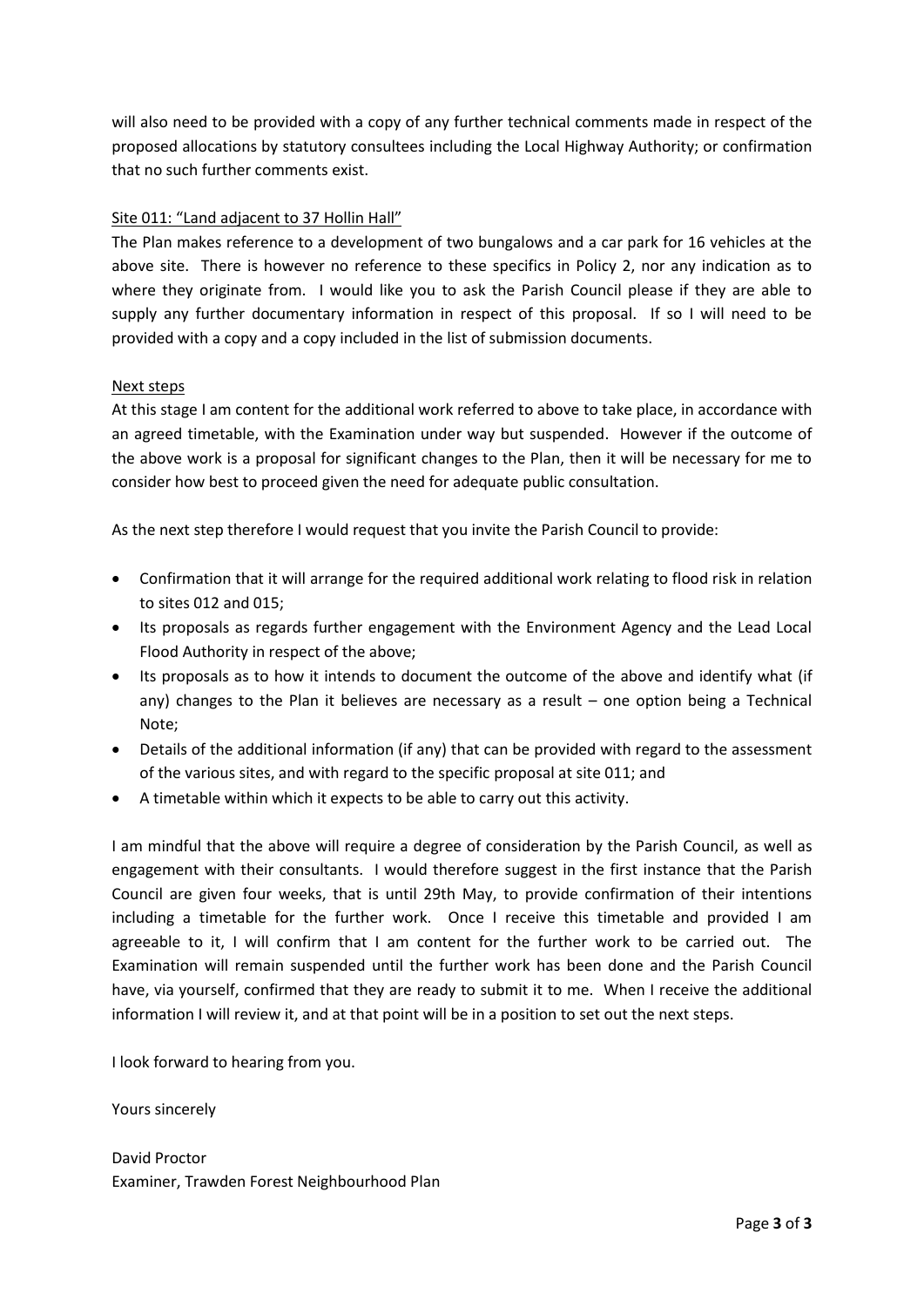will also need to be provided with a copy of any further technical comments made in respect of the proposed allocations by statutory consultees including the Local Highway Authority; or confirmation that no such further comments exist.

<u>Site 011: "Land adjacent to 37 Hollin Hall"</u>

The Plan makes reference to a development of two bungalows and a car park for 16 vehicles at the above site. There is however no reference to these specifics in Policy 2, nor any indication as to where they originate from. I would like you to ask the Parish Council please if they are able to supply any further documentary information in respect of this proposal. If so I will need to be provided with a copy and a copy included in the list of submission documents.

<u>Next steps</u>

At this stage I am content for the additional work referred to above to take place, in accordance with an agreed timetable, with the Examination under way but suspended. However if the outcome of the above work is a proposal for significant changes to the Plan, then it will be necessary for me to consider how best to proceed given the need for adequate public consultation.

As the next step therefore I would request that you invite the Parish Council to provide:

- Confirmation that it will arrange for the required additional work relating to flood risk in relation to sites 012 and 015;
- Its proposals as regards further engagement with the Environment Agency and the Lead Local Flood Authority in respect of the above;
- Its proposals as to how it intends to document the outcome of the above and identify what (if any) changes to the Plan it believes are necessary as a result – one option being a Technical Note;
- Details of the additional information (if any) that can be provided with regard to the assessment of the various sites, and with regard to the specific proposal at site 011; and
- A timetable within which it expects to be able to carry out this activity.

I am mindful that the above will require a degree of consideration by the Parish Council, as well as engagement with their consultants. I would therefore suggest in the first instance that the Parish Council are given four weeks, that is until 29th May, to provide confirmation of their intentions including a timetable for the further work. Once I receive this timetable and provided I am agreeable to it, I will confirm that I am content for the further work to be carried out. The Examination will remain suspended until the further work has been done and the Parish Council have, via yourself, confirmed that they are ready to submit it to me. When I receive the additional information I will review it, and at that point will be in a position to set out the next steps.

I look forward to hearing from you.

Yours sincerely

David Proctor
Examiner, Trawden Forest Neighbourhood Plan